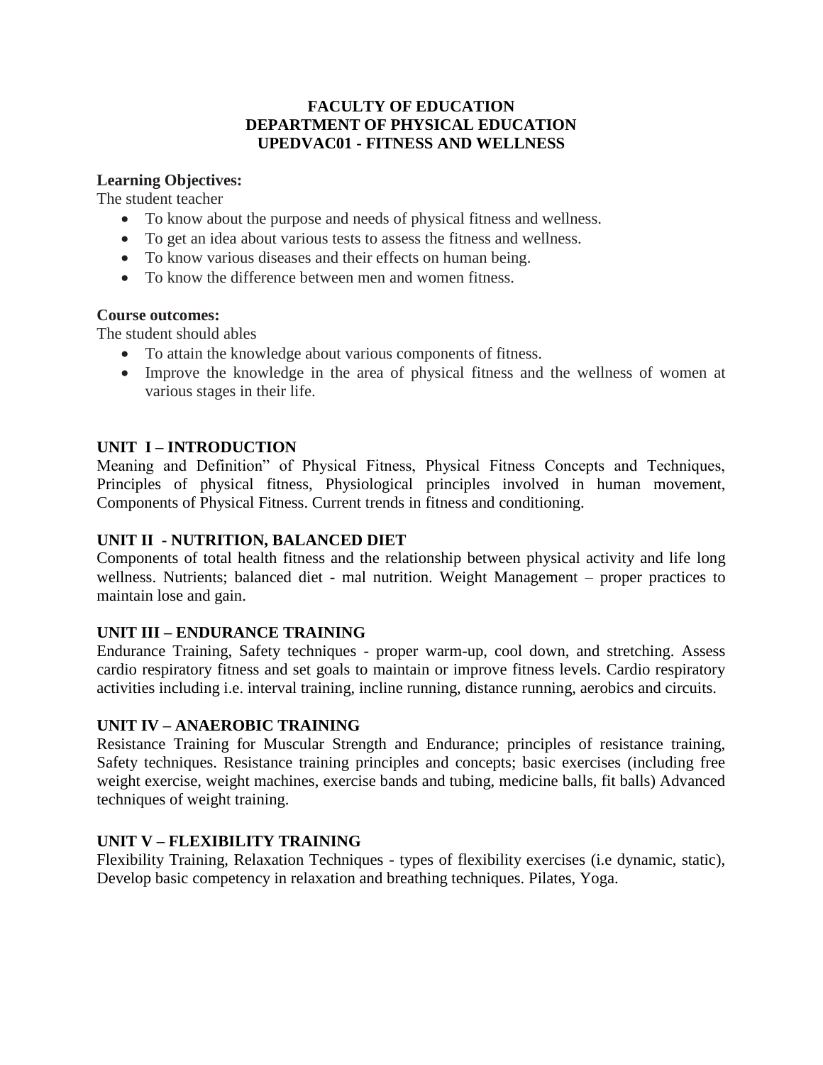# FACULTY OF EDUCATION
# DEPARTMENT OF PHYSICAL EDUCATION
# UPEDVAC01 - FITNESS AND WELLNESS

**Learning Objectives:**

The student teacher

- To know about the purpose and needs of physical fitness and wellness.
- To get an idea about various tests to assess the fitness and wellness.
- To know various diseases and their effects on human being.
- To know the difference between men and women fitness.

**Course outcomes:**

The student should ables

- To attain the knowledge about various components of fitness.
- Improve the knowledge in the area of physical fitness and the wellness of women at various stages in their life.

## UNIT I – INTRODUCTION

Meaning and Definition" of Physical Fitness, Physical Fitness Concepts and Techniques, Principles of physical fitness, Physiological principles involved in human movement, Components of Physical Fitness. Current trends in fitness and conditioning.

## UNIT II - NUTRITION, BALANCED DIET

Components of total health fitness and the relationship between physical activity and life long wellness. Nutrients; balanced diet - mal nutrition. Weight Management – proper practices to maintain lose and gain.

## UNIT III – ENDURANCE TRAINING

Endurance Training, Safety techniques - proper warm-up, cool down, and stretching. Assess cardio respiratory fitness and set goals to maintain or improve fitness levels. Cardio respiratory activities including i.e. interval training, incline running, distance running, aerobics and circuits.

## UNIT IV – ANAEROBIC TRAINING

Resistance Training for Muscular Strength and Endurance; principles of resistance training, Safety techniques. Resistance training principles and concepts; basic exercises (including free weight exercise, weight machines, exercise bands and tubing, medicine balls, fit balls) Advanced techniques of weight training.

## UNIT V – FLEXIBILITY TRAINING

Flexibility Training, Relaxation Techniques - types of flexibility exercises (i.e dynamic, static), Develop basic competency in relaxation and breathing techniques. Pilates, Yoga.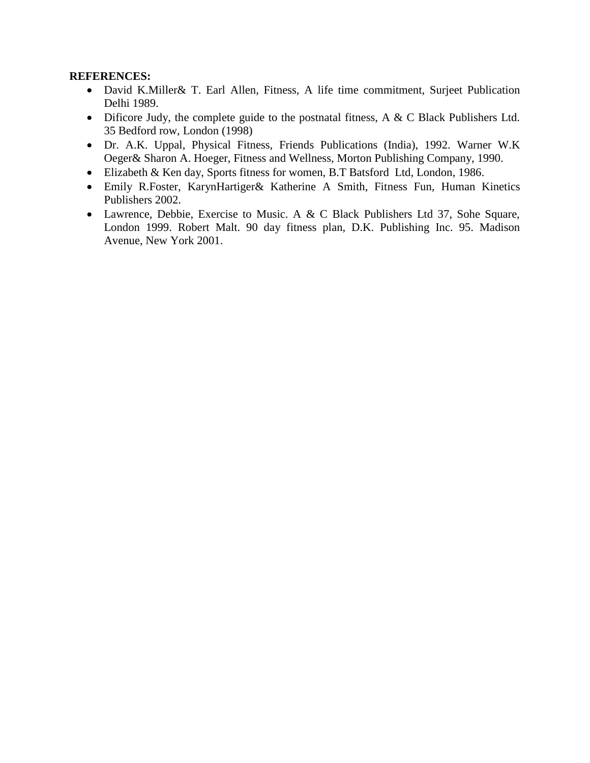**REFERENCES:**

- David K.Miller& T. Earl Allen, Fitness, A life time commitment, Surjeet Publication Delhi 1989.
- Dificore Judy, the complete guide to the postnatal fitness, A & C Black Publishers Ltd. 35 Bedford row, London (1998)
- Dr. A.K. Uppal, Physical Fitness, Friends Publications (India), 1992. Warner W.K Oeger& Sharon A. Hoeger, Fitness and Wellness, Morton Publishing Company, 1990.
- Elizabeth & Ken day, Sports fitness for women, B.T Batsford Ltd, London, 1986.
- Emily R.Foster, KarynHartiger& Katherine A Smith, Fitness Fun, Human Kinetics Publishers 2002.
- Lawrence, Debbie, Exercise to Music. A & C Black Publishers Ltd 37, Sohe Square, London 1999. Robert Malt. 90 day fitness plan, D.K. Publishing Inc. 95. Madison Avenue, New York 2001.